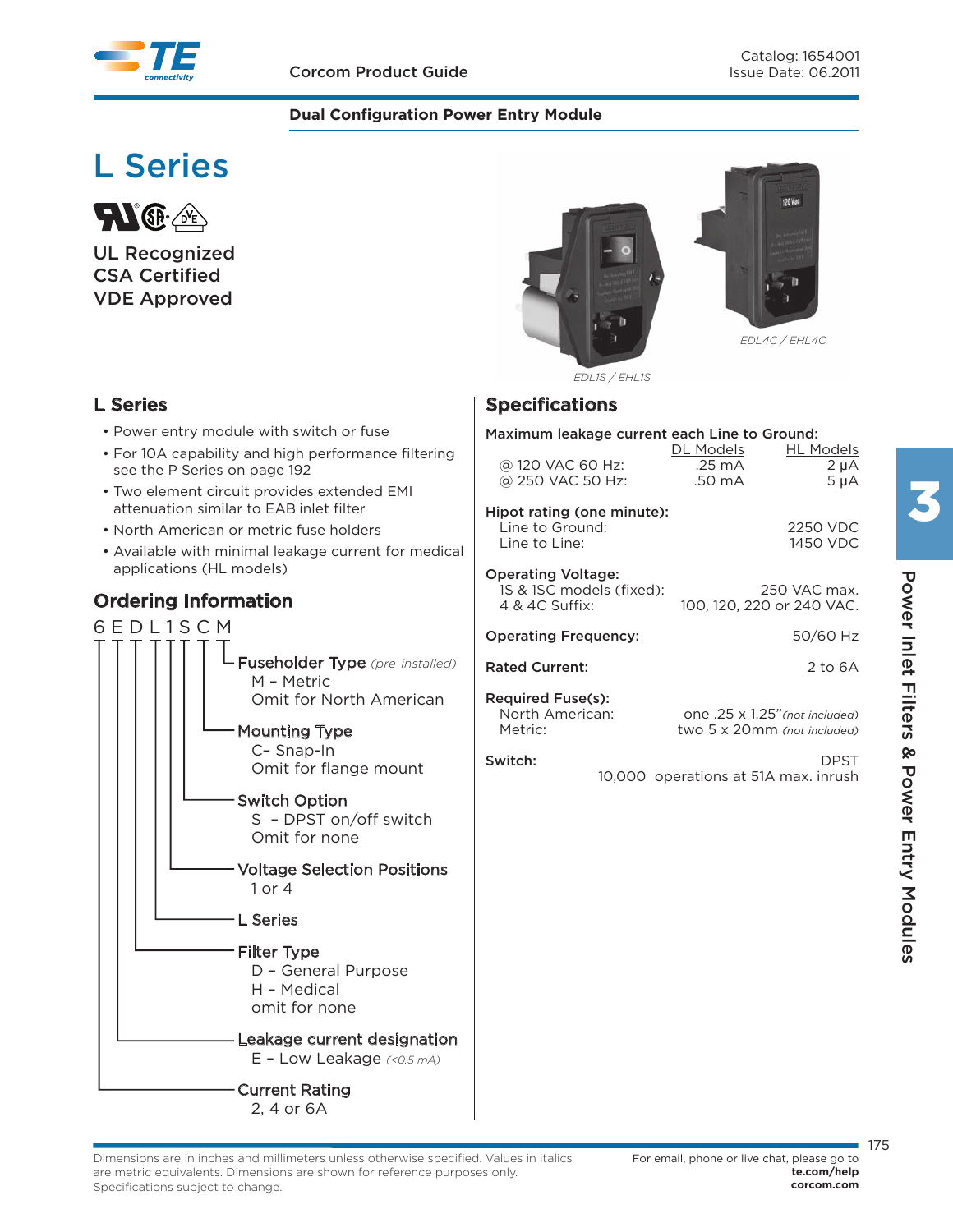# L Series

UL Recognized
CSA Certified
VDE Approved

*EDL1S / EHL1S*

*EDL4C / EHL4C*

## L Series

- Power entry module with switch or fuse
- For 10A capability and high performance filtering see the P Series on page 192
- Two element circuit provides extended EMI attenuation similar to EAB inlet filter
- North American or metric fuse holders
- Available with minimal leakage current for medical applications (HL models)

## Ordering Information

6 E D L 1 S C M

- **Fuseholder Type** *(pre-installed)*
  - M – Metric
  - Omit for North American
- **Mounting Type**
  - C– Snap-In
  - Omit for flange mount
- **Switch Option**
  - S – DPST on/off switch
  - Omit for none
- **Voltage Selection Positions**
  - 1 or 4
- **L Series**
- **Filter Type**
  - D – General Purpose
  - H – Medical
  - omit for none
- **Leakage current designation**
  - E – Low Leakage *(<0.5 mA)*
- **Current Rating**
  - 2, 4 or 6A

## Specifications

**Maximum leakage current each Line to Ground:**

| | DL Models | HL Models |
|---|---|---|
| @ 120 VAC 60 Hz: | .25 mA | 2 μA |
| @ 250 VAC 50 Hz: | .50 mA | 5 μA |

**Hipot rating (one minute):**

| | |
|---|---|
| Line to Ground: | 2250 VDC |
| Line to Line: | 1450 VDC |

**Operating Voltage:**

| | |
|---|---|
| 1S & 1SC models (fixed): | 250 VAC max. |
| 4 & 4C Suffix: | 100, 120, 220 or 240 VAC. |

**Operating Frequency:** 50/60 Hz

**Rated Current:** 2 to 6A

**Required Fuse(s):**

| | |
|---|---|
| North American: | one .25 x 1.25" *(not included)* |
| Metric: | two 5 x 20mm *(not included)* |

**Switch:** DPST
10,000 operations at 51A max. inrush

Dimensions are in inches and millimeters unless otherwise specified. Values in italics are metric equivalents. Dimensions are shown for reference purposes only. Specifications subject to change.

For email, phone or live chat, please go to **te.com/help** **corcom.com**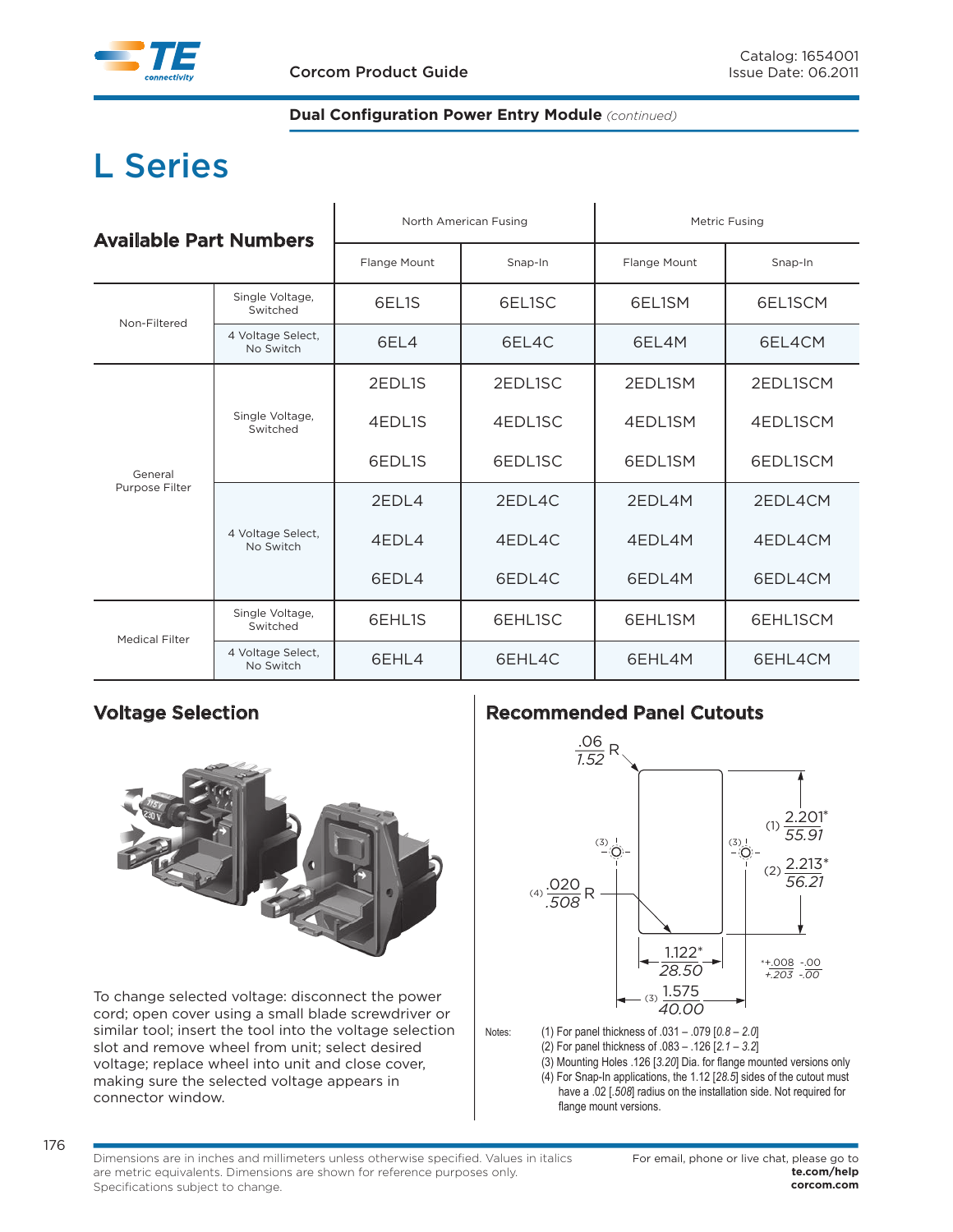## Dual Configuration Power Entry Module *(continued)*

# L Series

## Available Part Numbers

| | | North American Fusing | | Metric Fusing | |
|---|---|---|---|---|---|
| | | Flange Mount | Snap-In | Flange Mount | Snap-In |
| Non-Filtered | Single Voltage, Switched | 6EL1S | 6EL1SC | 6EL1SM | 6EL1SCM |
| | 4 Voltage Select, No Switch | 6EL4 | 6EL4C | 6EL4M | 6EL4CM |
| General Purpose Filter | Single Voltage, Switched | 2EDL1S | 2EDL1SC | 2EDL1SM | 2EDL1SCM |
| | | 4EDL1S | 4EDL1SC | 4EDL1SM | 4EDL1SCM |
| | | 6EDL1S | 6EDL1SC | 6EDL1SM | 6EDL1SCM |
| | 4 Voltage Select, No Switch | 2EDL4 | 2EDL4C | 2EDL4M | 2EDL4CM |
| | | 4EDL4 | 4EDL4C | 4EDL4M | 4EDL4CM |
| | | 6EDL4 | 6EDL4C | 6EDL4M | 6EDL4CM |
| Medical Filter | Single Voltage, Switched | 6EHL1S | 6EHL1SC | 6EHL1SM | 6EHL1SCM |
| | 4 Voltage Select, No Switch | 6EHL4 | 6EHL4C | 6EHL4M | 6EHL4CM |

## Voltage Selection

To change selected voltage: disconnect the power cord; open cover using a small blade screwdriver or similar tool; insert the tool into the voltage selection slot and remove wheel from unit; select desired voltage; replace wheel into unit and close cover, making sure the selected voltage appears in connector window.

## Recommended Panel Cutouts

.06 / *1.52* R

(1) 2.201* / *55.91*

(2) 2.213* / *56.21*

(4) .020 / *.508* R

1.122* / *28.50*

*+.008 -.00 / *+.203 -.00*

(3) 1.575 / *40.00*

Notes:
(1) For panel thickness of .031 – .079 [*0.8 – 2.0*]
(2) For panel thickness of .083 – .126 [*2.1 – 3.2*]
(3) Mounting Holes .126 [*3.20*] Dia. for flange mounted versions only
(4) For Snap-In applications, the 1.12 [*28.5*] sides of the cutout must have a .02 [*.508*] radius on the installation side. Not required for flange mount versions.

Dimensions are in inches and millimeters unless otherwise specified. Values in italics are metric equivalents. Dimensions are shown for reference purposes only. Specifications subject to change.

For email, phone or live chat, please go to **te.com/help** **corcom.com**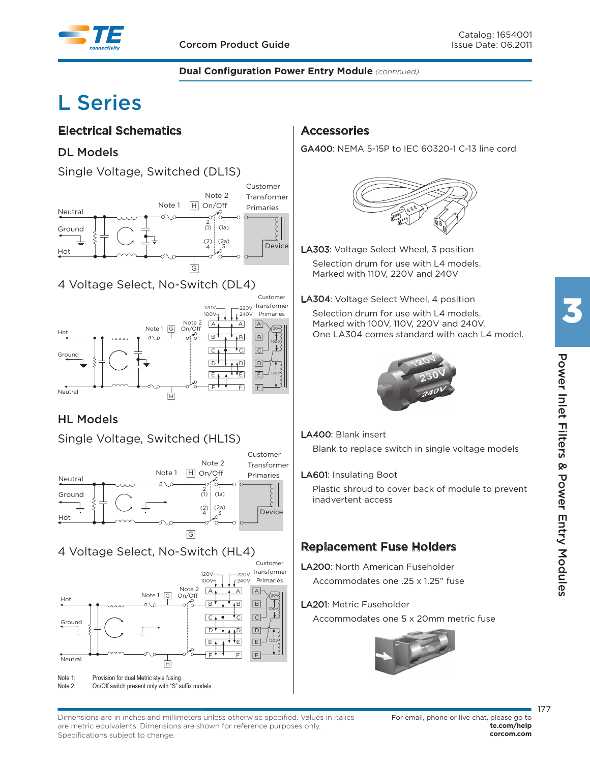# L Series

## Electrical Schematics

### DL Models

Single Voltage, Switched (DL1S)

4 Voltage Select, No-Switch (DL4)

### HL Models

Single Voltage, Switched (HL1S)

4 Voltage Select, No-Switch (HL4)

Note 1: Provision for dual Metric style fusing

Note 2: On/Off switch present only with "S" suffix models

## Accessories

**GA400**: NEMA 5-15P to IEC 60320-1 C-13 line cord

**LA303**: Voltage Select Wheel, 3 position

Selection drum for use with L4 models.
Marked with 110V, 220V and 240V

**LA304**: Voltage Select Wheel, 4 position

Selection drum for use with L4 models.
Marked with 100V, 110V, 220V and 240V.
One LA304 comes standard with each L4 model.

**LA400**: Blank insert

Blank to replace switch in single voltage models

**LA601**: Insulating Boot

Plastic shroud to cover back of module to prevent inadvertent access

## Replacement Fuse Holders

**LA200**: North American Fuseholder

Accommodates one .25 x 1.25" fuse

**LA201**: Metric Fuseholder

Accommodates one 5 x 20mm metric fuse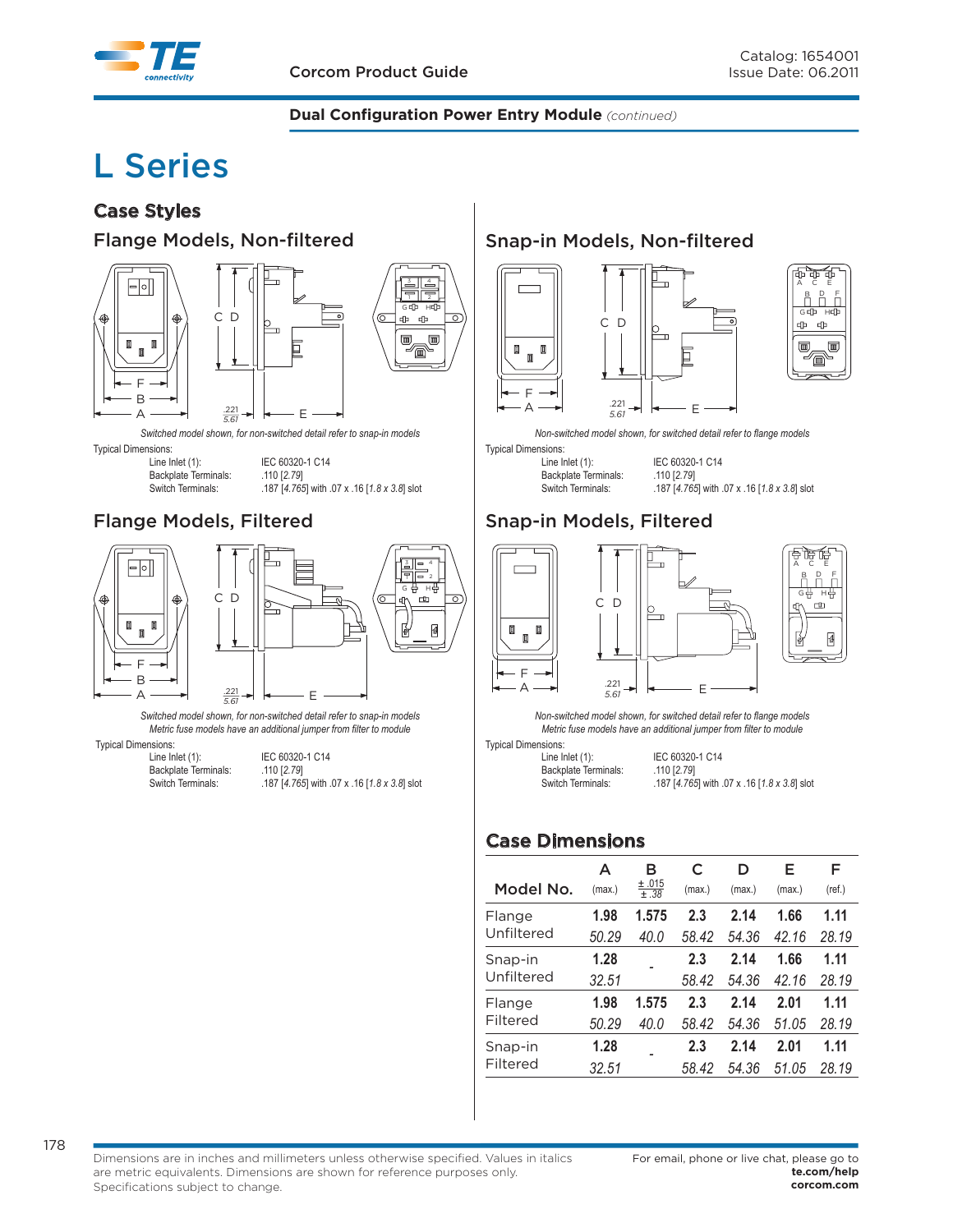## Dual Configuration Power Entry Module *(continued)*

# L Series

## Case Styles

### Flange Models, Non-filtered

*Switched model shown, for non-switched detail refer to snap-in models*

Typical Dimensions:

| | |
|---|---|
| Line Inlet (1): | IEC 60320-1 C14 |
| Backplate Terminals: | .110 [2.79] |
| Switch Terminals: | .187 [*4.765*] with .07 x .16 [*1.8 x 3.8*] slot |

### Flange Models, Filtered

*Switched model shown, for non-switched detail refer to snap-in models*
*Metric fuse models have an additional jumper from filter to module*

Typical Dimensions:

| | |
|---|---|
| Line Inlet (1): | IEC 60320-1 C14 |
| Backplate Terminals: | .110 [2.79] |
| Switch Terminals: | .187 [*4.765*] with .07 x .16 [*1.8 x 3.8*] slot |

### Snap-in Models, Non-filtered

*Non-switched model shown, for switched detail refer to flange models*

Typical Dimensions:

| | |
|---|---|
| Line Inlet (1): | IEC 60320-1 C14 |
| Backplate Terminals: | .110 [2.79] |
| Switch Terminals: | .187 [*4.765*] with .07 x .16 [*1.8 x 3.8*] slot |

### Snap-in Models, Filtered

*Non-switched model shown, for switched detail refer to flange models*
*Metric fuse models have an additional jumper from filter to module*

Typical Dimensions:

| | |
|---|---|
| Line Inlet (1): | IEC 60320-1 C14 |
| Backplate Terminals: | .110 [2.79] |
| Switch Terminals: | .187 [*4.765*] with .07 x .16 [*1.8 x 3.8*] slot |

## Case Dimensions

| Model No. | A (max.) | B ± .015 ± .38 | C (max.) | D (max.) | E (max.) | F (ref.) |
|---|---|---|---|---|---|---|
| Flange Unfiltered | **1.98** *50.29* | **1.575** *40.0* | **2.3** *58.42* | **2.14** *54.36* | **1.66** *42.16* | **1.11** *28.19* |
| Snap-in Unfiltered | **1.28** *32.51* | - | **2.3** *58.42* | **2.14** *54.36* | **1.66** *42.16* | **1.11** *28.19* |
| Flange Filtered | **1.98** *50.29* | **1.575** *40.0* | **2.3** *58.42* | **2.14** *54.36* | **2.01** *51.05* | **1.11** *28.19* |
| Snap-in Filtered | **1.28** *32.51* | - | **2.3** *58.42* | **2.14** *54.36* | **2.01** *51.05* | **1.11** *28.19* |

Dimensions are in inches and millimeters unless otherwise specified. Values in italics are metric equivalents. Dimensions are shown for reference purposes only. Specifications subject to change.

For email, phone or live chat, please go to **te.com/help** **corcom.com**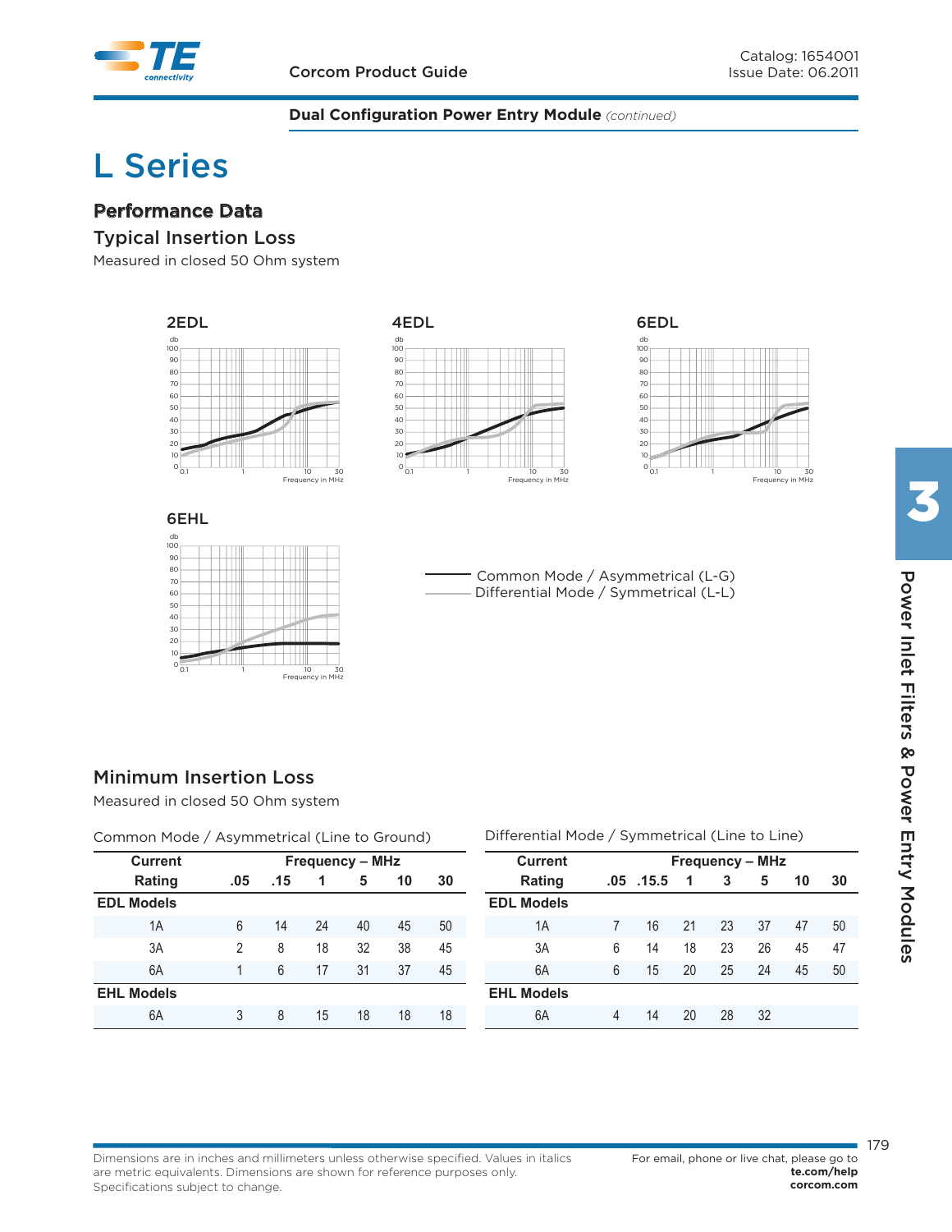## Dual Configuration Power Entry Module *(continued)*

# L Series

## Performance Data

### Typical Insertion Loss

Measured in closed 50 Ohm system

2EDL

4EDL

6EDL

6EHL

Common Mode / Asymmetrical (L-G)
Differential Mode / Symmetrical (L-L)

### Minimum Insertion Loss

Measured in closed 50 Ohm system

Common Mode / Asymmetrical (Line to Ground)

| Current Rating | Frequency – MHz | | | | | |
|---|---|---|---|---|---|---|
| | .05 | .15 | 1 | 5 | 10 | 30 |
| **EDL Models** | | | | | | |
| 1A | 6 | 14 | 24 | 40 | 45 | 50 |
| 3A | 2 | 8 | 18 | 32 | 38 | 45 |
| 6A | 1 | 6 | 17 | 31 | 37 | 45 |
| **EHL Models** | | | | | | |
| 6A | 3 | 8 | 15 | 18 | 18 | 18 |

Differential Mode / Symmetrical (Line to Line)

| Current Rating | Frequency – MHz | | | | | | |
|---|---|---|---|---|---|---|---|
| | .05 | .15.5 | 1 | 3 | 5 | 10 | 30 |
| **EDL Models** | | | | | | | |
| 1A | 7 | 16 | 21 | 23 | 37 | 47 | 50 |
| 3A | 6 | 14 | 18 | 23 | 26 | 45 | 47 |
| 6A | 6 | 15 | 20 | 25 | 24 | 45 | 50 |
| **EHL Models** | | | | | | | |
| 6A | 4 | 14 | 20 | 28 | 32 | | |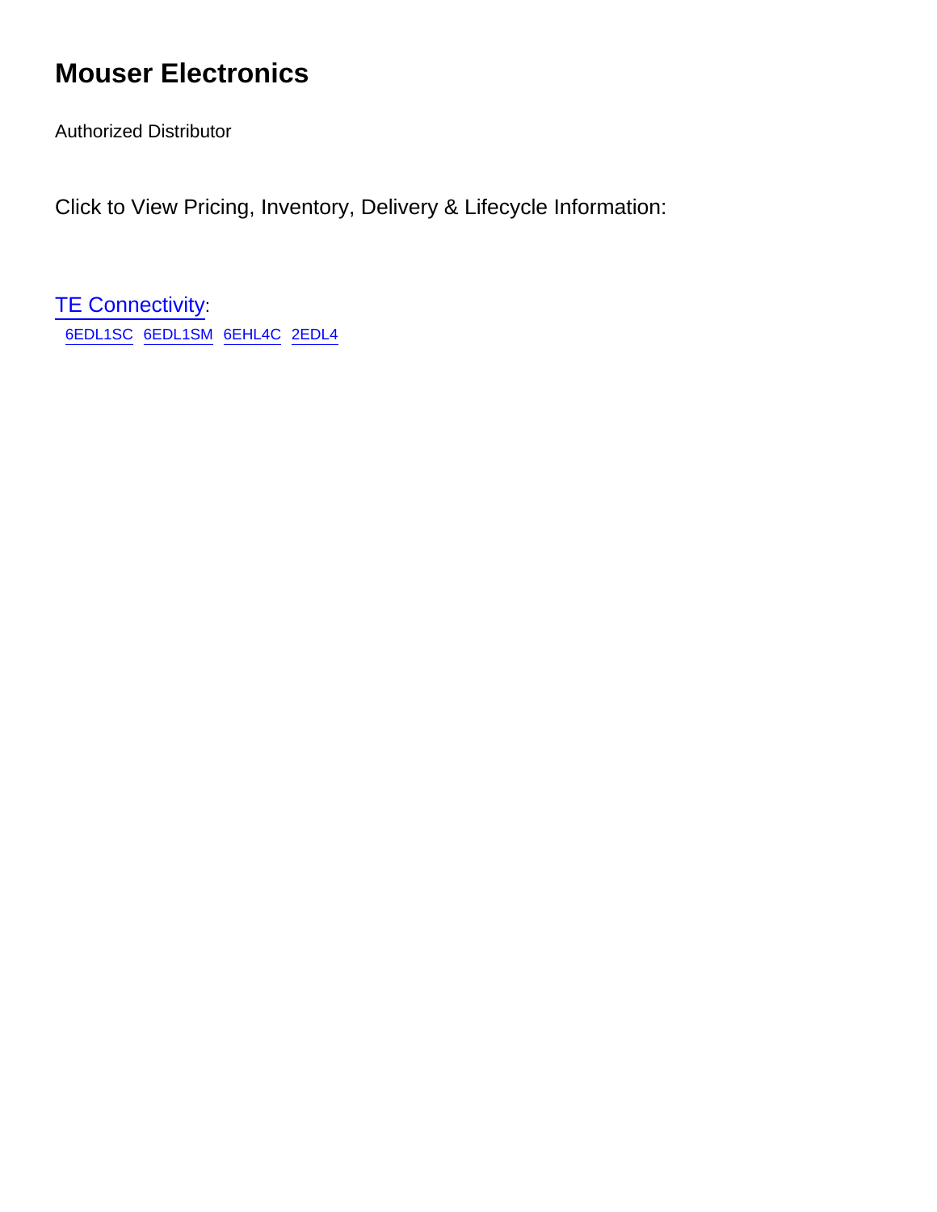# Mouser Electronics

Authorized Distributor

Click to View Pricing, Inventory, Delivery & Lifecycle Information:

TE Connectivity:

6EDL1SC 6EDL1SM 6EHL4C 2EDL4